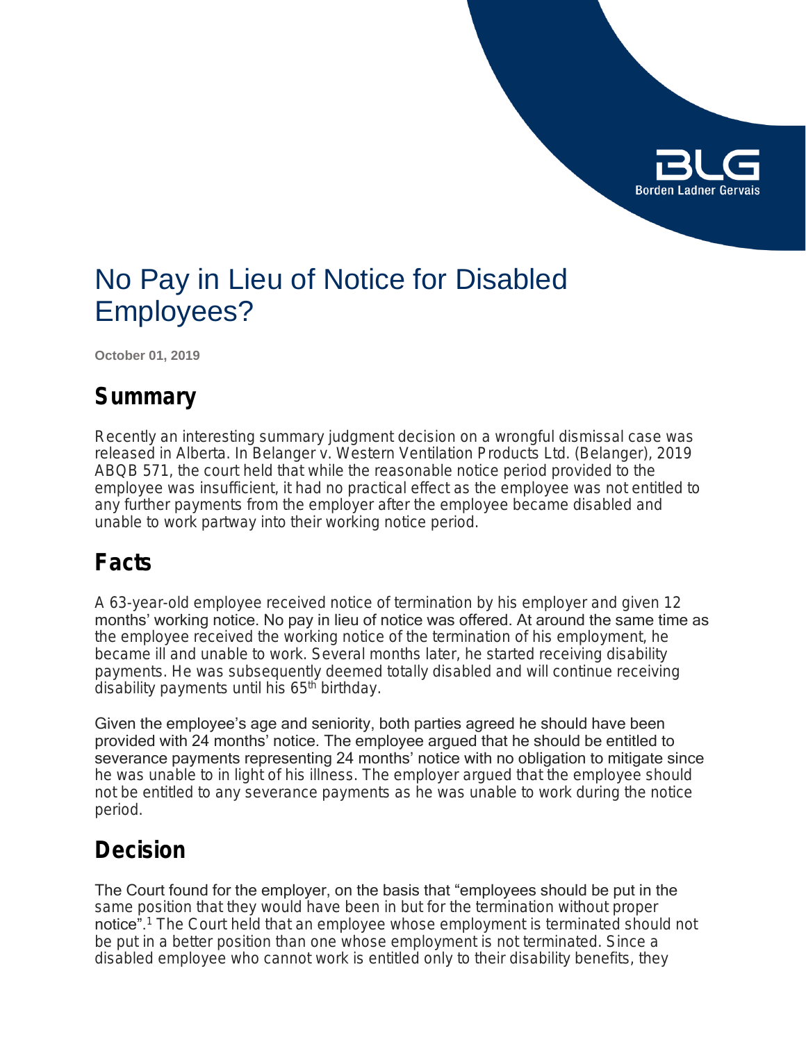# No Pay in Lieu of Notice for Disabled Employees?

**October 01, 2019**

## Summary

Recently an interesting summary judgment decision on a wrongful dismissal case was released in Alberta. In Belanger v. Western Ventilation Products Ltd. (Belanger), 2019 ABQB 571, the court held that while the reasonable notice period provided to the employee was insufficient, it had no practical effect as the employee was not entitled to any further payments from the employer after the employee became disabled and unable to work partway into their working notice period.

## Facts

A 63-year-old employee received notice of termination by his employer and given 12 months' working notice. No pay in lieu of notice was offered. At around the same time as the employee received the working notice of the termination of his employment, he became ill and unable to work. Several months later, he started receiving disability payments. He was subsequently deemed totally disabled and will continue receiving disability payments until his 65th birthday.

Given the employee's age and seniority, both parties agreed he should have been provided with 24 months' notice. The employee argued that he should be entitled to severance payments representing 24 months' notice with no obligation to mitigate since he was unable to in light of his illness. The employer argued that the employee should not be entitled to any severance payments as he was unable to work during the notice period.

## Decision

The Court found for the employer, on the basis that "employees should be put in the same position that they would have been in but for the termination without proper notice".[1] The Court held that an employee whose employment is terminated should not be put in a better position than one whose employment is not terminated. Since a disabled employee who cannot work is entitled only to their disability benefits, they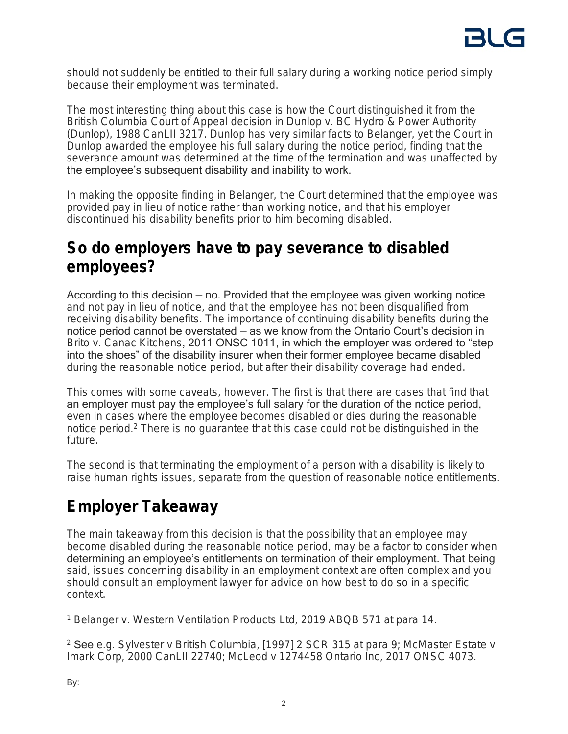should not suddenly be entitled to their full salary during a working notice period simply because their employment was terminated.

The most interesting thing about this case is how the Court distinguished it from the British Columbia Court of Appeal decision in Dunlop v. BC Hydro & Power Authority (Dunlop), 1988 CanLII 3217. Dunlop has very similar facts to Belanger, yet the Court in Dunlop awarded the employee his full salary during the notice period, finding that the severance amount was determined at the time of the termination and was unaffected by the employee's subsequent disability and inability to work.

In making the opposite finding in Belanger, the Court determined that the employee was provided pay in lieu of notice rather than working notice, and that his employer discontinued his disability benefits prior to him becoming disabled.

## So do employers have to pay severance to disabled employees?

According to this decision – no. Provided that the employee was given working notice and not pay in lieu of notice, and that the employee has not been disqualified from receiving disability benefits. The importance of continuing disability benefits during the notice period cannot be overstated – as we know from the Ontario Court's decision in Brito v. Canac Kitchens, 2011 ONSC 1011, in which the employer was ordered to "step into the shoes" of the disability insurer when their former employee became disabled during the reasonable notice period, but after their disability coverage had ended.

This comes with some caveats, however. The first is that there are cases that find that an employer must pay the employee's full salary for the duration of the notice period, even in cases where the employee becomes disabled or dies during the reasonable notice period.[2] There is no guarantee that this case could not be distinguished in the future.

The second is that terminating the employment of a person with a disability is likely to raise human rights issues, separate from the question of reasonable notice entitlements.

## Employer Takeaway

The main takeaway from this decision is that the possibility that an employee may become disabled during the reasonable notice period, may be a factor to consider when determining an employee's entitlements on termination of their employment. That being said, issues concerning disability in an employment context are often complex and you should consult an employment lawyer for advice on how best to do so in a specific context.

[1] Belanger v. Western Ventilation Products Ltd, 2019 ABQB 571 at para 14.

[2] See e.g. Sylvester v British Columbia, [1997] 2 SCR 315 at para 9; McMaster Estate v Imark Corp, 2000 CanLII 22740; McLeod v 1274458 Ontario Inc, 2017 ONSC 4073.

By: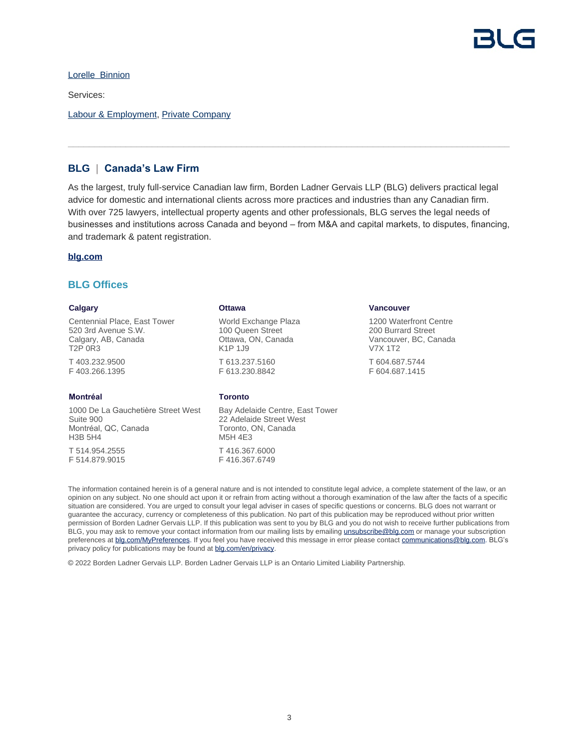[Lorelle Binnion]

Services:

[Labour & Employment], [Private Company]

---

## BLG | Canada's Law Firm

As the largest, truly full-service Canadian law firm, Borden Ladner Gervais LLP (BLG) delivers practical legal advice for domestic and international clients across more practices and industries than any Canadian firm. With over 725 lawyers, intellectual property agents and other professionals, BLG serves the legal needs of businesses and institutions across Canada and beyond – from M&A and capital markets, to disputes, financing, and trademark & patent registration.

**blg.com**

## BLG Offices

**Calgary**

Centennial Place, East Tower
520 3rd Avenue S.W.
Calgary, AB, Canada
T2P 0R3

T 403.232.9500
F 403.266.1395

**Ottawa**

World Exchange Plaza
100 Queen Street
Ottawa, ON, Canada
K1P 1J9

T 613.237.5160
F 613.230.8842

**Vancouver**

1200 Waterfront Centre
200 Burrard Street
Vancouver, BC, Canada
V7X 1T2

T 604.687.5744
F 604.687.1415

**Montréal**

1000 De La Gauchetière Street West
Suite 900
Montréal, QC, Canada
H3B 5H4

T 514.954.2555
F 514.879.9015

**Toronto**

Bay Adelaide Centre, East Tower
22 Adelaide Street West
Toronto, ON, Canada
M5H 4E3

T 416.367.6000
F 416.367.6749

The information contained herein is of a general nature and is not intended to constitute legal advice, a complete statement of the law, or an opinion on any subject. No one should act upon it or refrain from acting without a thorough examination of the law after the facts of a specific situation are considered. You are urged to consult your legal adviser in cases of specific questions or concerns. BLG does not warrant or guarantee the accuracy, currency or completeness of this publication. No part of this publication may be reproduced without prior written permission of Borden Ladner Gervais LLP. If this publication was sent to you by BLG and you do not wish to receive further publications from BLG, you may ask to remove your contact information from our mailing lists by emailing unsubscribe@blg.com or manage your subscription preferences at blg.com/MyPreferences. If you feel you have received this message in error please contact communications@blg.com. BLG's privacy policy for publications may be found at blg.com/en/privacy.

© 2022 Borden Ladner Gervais LLP. Borden Ladner Gervais LLP is an Ontario Limited Liability Partnership.